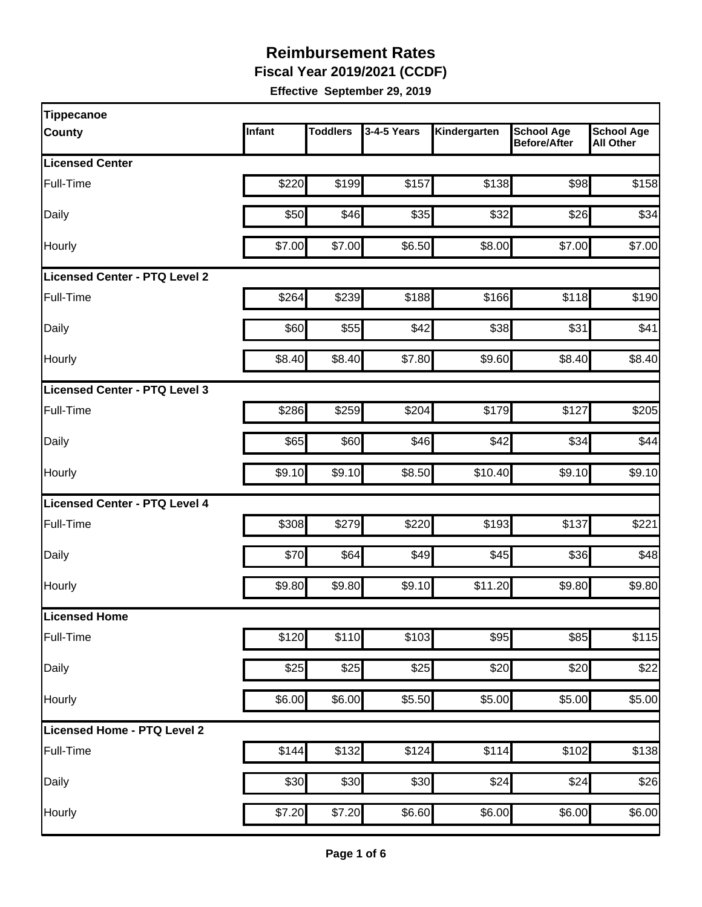# Reimbursement Rates

**Fiscal Year 2019/2021 (CCDF)**

**Effective September 29, 2019**

| Tippecanoe County | Infant | Toddlers | 3-4-5 Years | Kindergarten | School Age Before/After | School Age All Other |
|---|---|---|---|---|---|---|
| **Licensed Center** | | | | | | |
| Full-Time | $220 | $199 | $157 | $138 | $98 | $158 |
| Daily | $50 | $46 | $35 | $32 | $26 | $34 |
| Hourly | $7.00 | $7.00 | $6.50 | $8.00 | $7.00 | $7.00 |
| **Licensed Center - PTQ Level 2** | | | | | | |
| Full-Time | $264 | $239 | $188 | $166 | $118 | $190 |
| Daily | $60 | $55 | $42 | $38 | $31 | $41 |
| Hourly | $8.40 | $8.40 | $7.80 | $9.60 | $8.40 | $8.40 |
| **Licensed Center - PTQ Level 3** | | | | | | |
| Full-Time | $286 | $259 | $204 | $179 | $127 | $205 |
| Daily | $65 | $60 | $46 | $42 | $34 | $44 |
| Hourly | $9.10 | $9.10 | $8.50 | $10.40 | $9.10 | $9.10 |
| **Licensed Center - PTQ Level 4** | | | | | | |
| Full-Time | $308 | $279 | $220 | $193 | $137 | $221 |
| Daily | $70 | $64 | $49 | $45 | $36 | $48 |
| Hourly | $9.80 | $9.80 | $9.10 | $11.20 | $9.80 | $9.80 |
| **Licensed Home** | | | | | | |
| Full-Time | $120 | $110 | $103 | $95 | $85 | $115 |
| Daily | $25 | $25 | $25 | $20 | $20 | $22 |
| Hourly | $6.00 | $6.00 | $5.50 | $5.00 | $5.00 | $5.00 |
| **Licensed Home - PTQ Level 2** | | | | | | |
| Full-Time | $144 | $132 | $124 | $114 | $102 | $138 |
| Daily | $30 | $30 | $30 | $24 | $24 | $26 |
| Hourly | $7.20 | $7.20 | $6.60 | $6.00 | $6.00 | $6.00 |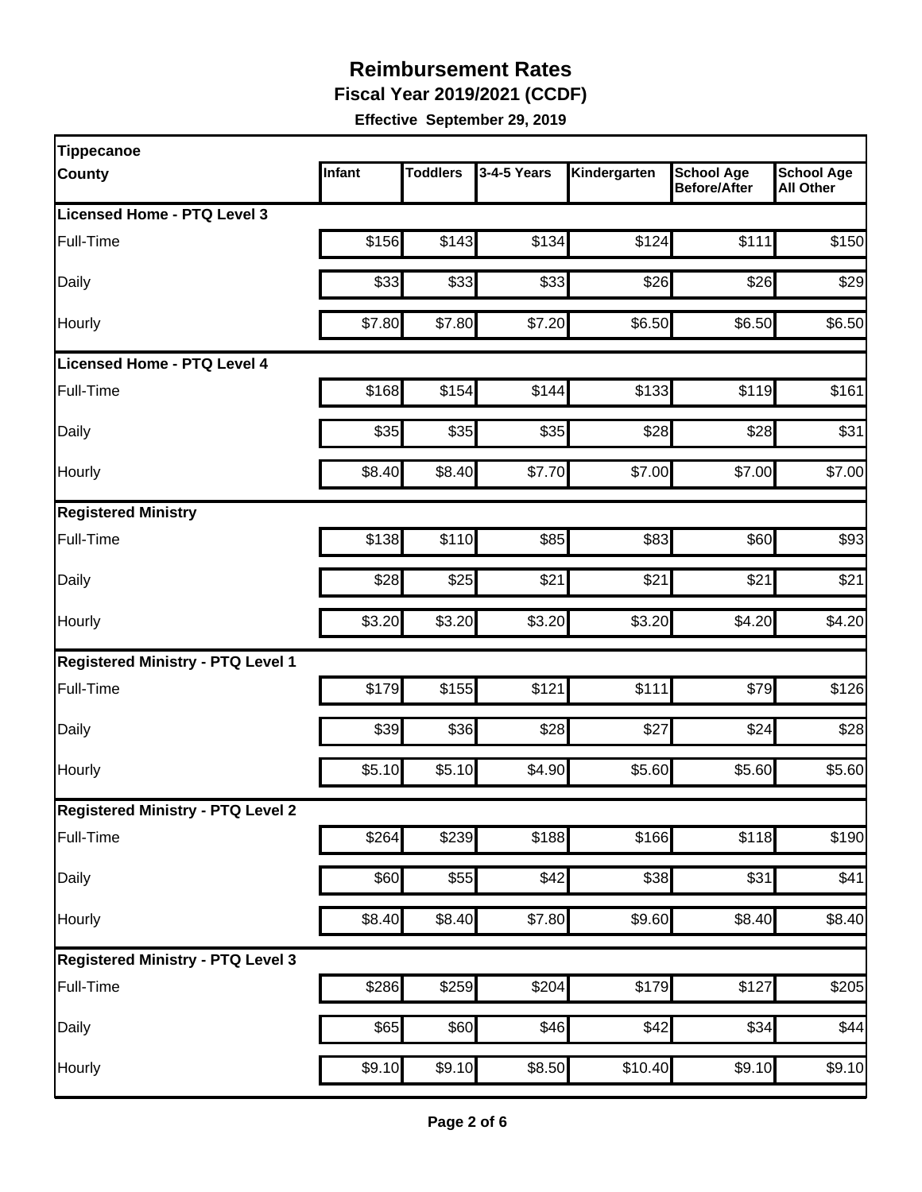# Reimbursement Rates

**Fiscal Year 2019/2021 (CCDF)**

**Effective September 29, 2019**

| Tippecanoe County | Infant | Toddlers | 3-4-5 Years | Kindergarten | School Age Before/After | School Age All Other |
|---|---|---|---|---|---|---|
| **Licensed Home - PTQ Level 3** | | | | | | |
| Full-Time | $156 | $143 | $134 | $124 | $111 | $150 |
| Daily | $33 | $33 | $33 | $26 | $26 | $29 |
| Hourly | $7.80 | $7.80 | $7.20 | $6.50 | $6.50 | $6.50 |
| **Licensed Home - PTQ Level 4** | | | | | | |
| Full-Time | $168 | $154 | $144 | $133 | $119 | $161 |
| Daily | $35 | $35 | $35 | $28 | $28 | $31 |
| Hourly | $8.40 | $8.40 | $7.70 | $7.00 | $7.00 | $7.00 |
| **Registered Ministry** | | | | | | |
| Full-Time | $138 | $110 | $85 | $83 | $60 | $93 |
| Daily | $28 | $25 | $21 | $21 | $21 | $21 |
| Hourly | $3.20 | $3.20 | $3.20 | $3.20 | $4.20 | $4.20 |
| **Registered Ministry - PTQ Level 1** | | | | | | |
| Full-Time | $179 | $155 | $121 | $111 | $79 | $126 |
| Daily | $39 | $36 | $28 | $27 | $24 | $28 |
| Hourly | $5.10 | $5.10 | $4.90 | $5.60 | $5.60 | $5.60 |
| **Registered Ministry - PTQ Level 2** | | | | | | |
| Full-Time | $264 | $239 | $188 | $166 | $118 | $190 |
| Daily | $60 | $55 | $42 | $38 | $31 | $41 |
| Hourly | $8.40 | $8.40 | $7.80 | $9.60 | $8.40 | $8.40 |
| **Registered Ministry - PTQ Level 3** | | | | | | |
| Full-Time | $286 | $259 | $204 | $179 | $127 | $205 |
| Daily | $65 | $60 | $46 | $42 | $34 | $44 |
| Hourly | $9.10 | $9.10 | $8.50 | $10.40 | $9.10 | $9.10 |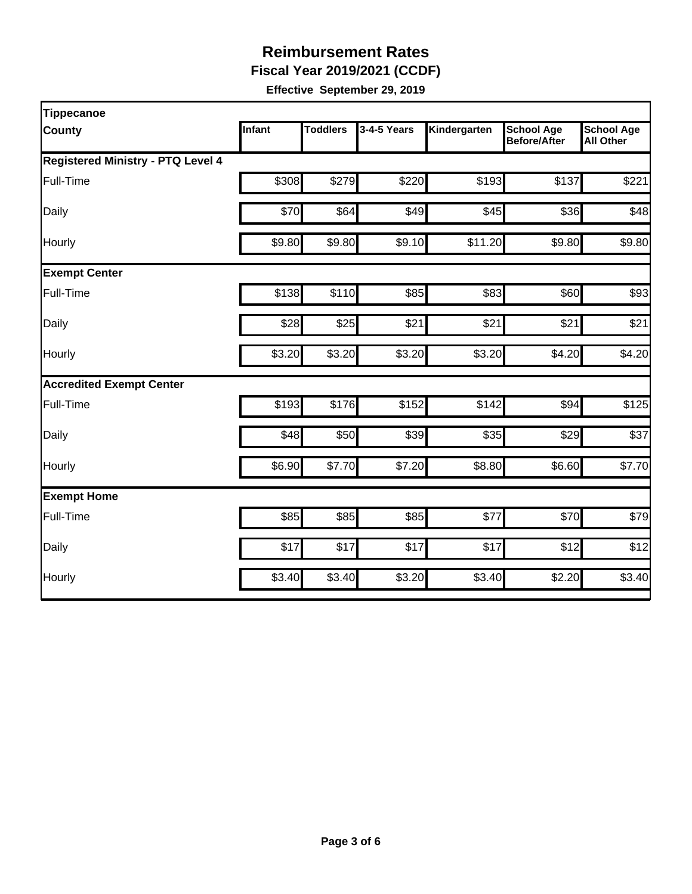# Reimbursement Rates

**Fiscal Year 2019/2021 (CCDF)**

**Effective September 29, 2019**

| Tippecanoe County | Infant | Toddlers | 3-4-5 Years | Kindergarten | School Age Before/After | School Age All Other |
|---|---|---|---|---|---|---|
| **Registered Ministry - PTQ Level 4** | | | | | | |
| Full-Time | $308 | $279 | $220 | $193 | $137 | $221 |
| Daily | $70 | $64 | $49 | $45 | $36 | $48 |
| Hourly | $9.80 | $9.80 | $9.10 | $11.20 | $9.80 | $9.80 |
| **Exempt Center** | | | | | | |
| Full-Time | $138 | $110 | $85 | $83 | $60 | $93 |
| Daily | $28 | $25 | $21 | $21 | $21 | $21 |
| Hourly | $3.20 | $3.20 | $3.20 | $3.20 | $4.20 | $4.20 |
| **Accredited Exempt Center** | | | | | | |
| Full-Time | $193 | $176 | $152 | $142 | $94 | $125 |
| Daily | $48 | $50 | $39 | $35 | $29 | $37 |
| Hourly | $6.90 | $7.70 | $7.20 | $8.80 | $6.60 | $7.70 |
| **Exempt Home** | | | | | | |
| Full-Time | $85 | $85 | $85 | $77 | $70 | $79 |
| Daily | $17 | $17 | $17 | $17 | $12 | $12 |
| Hourly | $3.40 | $3.40 | $3.20 | $3.40 | $2.20 | $3.40 |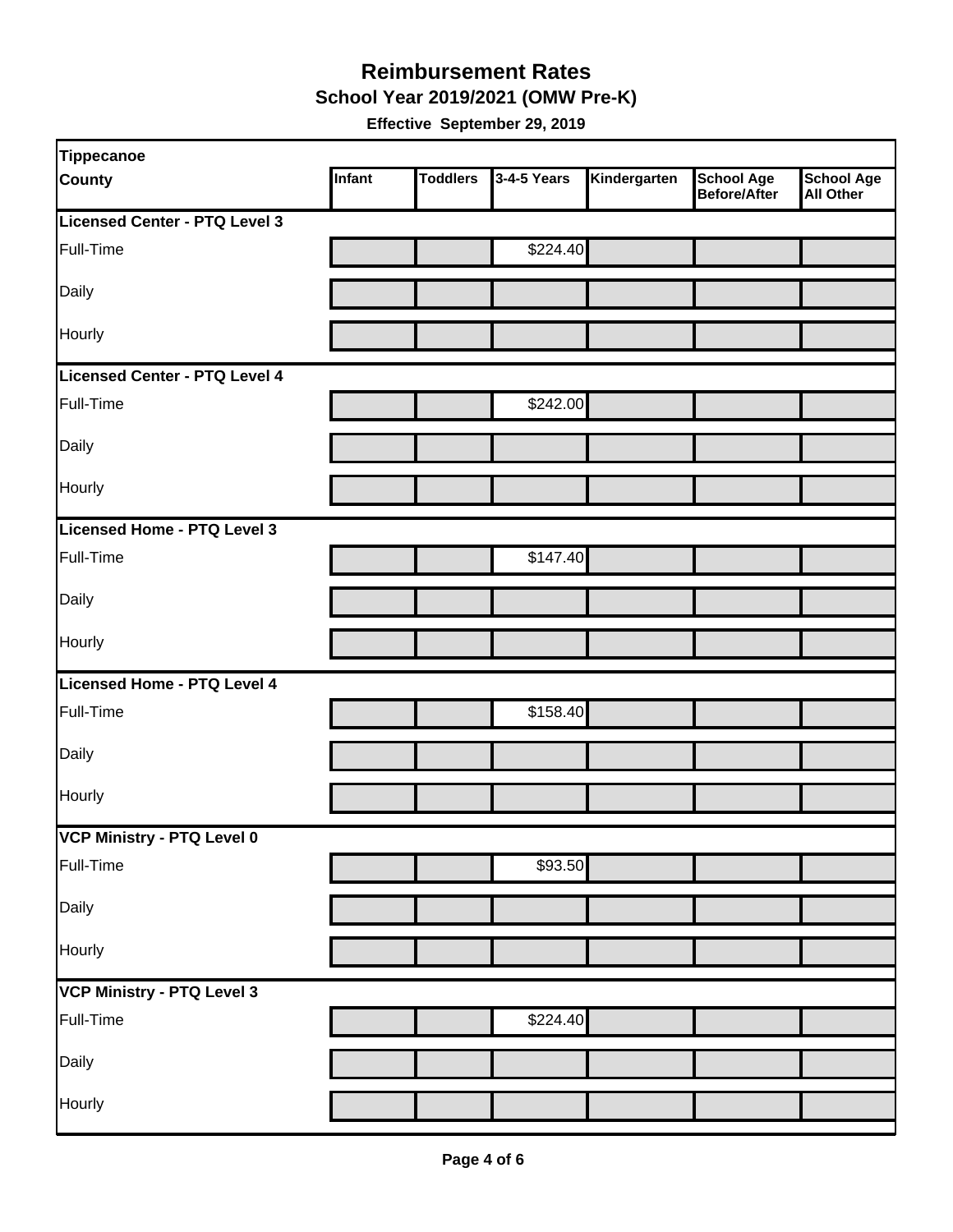# Reimbursement Rates

## School Year 2019/2021 (OMW Pre-K)

**Effective September 29, 2019**

| Tippecanoe County | Infant | Toddlers | 3-4-5 Years | Kindergarten | School Age Before/After | School Age All Other |
|---|---|---|---|---|---|---|
| **Licensed Center - PTQ Level 3** | | | | | | |
| Full-Time | | | $224.40 | | | |
| Daily | | | | | | |
| Hourly | | | | | | |
| **Licensed Center - PTQ Level 4** | | | | | | |
| Full-Time | | | $242.00 | | | |
| Daily | | | | | | |
| Hourly | | | | | | |
| **Licensed Home - PTQ Level 3** | | | | | | |
| Full-Time | | | $147.40 | | | |
| Daily | | | | | | |
| Hourly | | | | | | |
| **Licensed Home - PTQ Level 4** | | | | | | |
| Full-Time | | | $158.40 | | | |
| Daily | | | | | | |
| Hourly | | | | | | |
| **VCP Ministry - PTQ Level 0** | | | | | | |
| Full-Time | | | $93.50 | | | |
| Daily | | | | | | |
| Hourly | | | | | | |
| **VCP Ministry - PTQ Level 3** | | | | | | |
| Full-Time | | | $224.40 | | | |
| Daily | | | | | | |
| Hourly | | | | | | |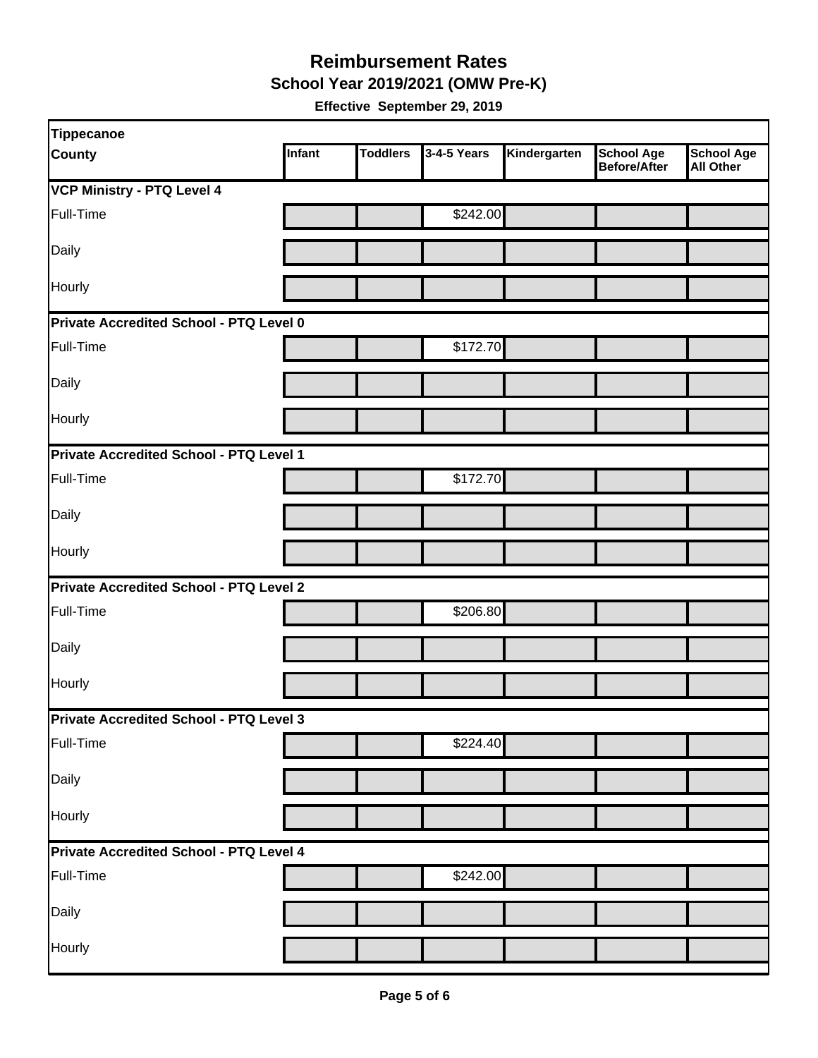# Reimbursement Rates

## School Year 2019/2021 (OMW Pre-K)

**Effective September 29, 2019**

| Tippecanoe County | Infant | Toddlers | 3-4-5 Years | Kindergarten | School Age Before/After | School Age All Other |
|---|---|---|---|---|---|---|
| **VCP Ministry - PTQ Level 4** | | | | | | |
| Full-Time | | | $242.00 | | | |
| Daily | | | | | | |
| Hourly | | | | | | |
| **Private Accredited School - PTQ Level 0** | | | | | | |
| Full-Time | | | $172.70 | | | |
| Daily | | | | | | |
| Hourly | | | | | | |
| **Private Accredited School - PTQ Level 1** | | | | | | |
| Full-Time | | | $172.70 | | | |
| Daily | | | | | | |
| Hourly | | | | | | |
| **Private Accredited School - PTQ Level 2** | | | | | | |
| Full-Time | | | $206.80 | | | |
| Daily | | | | | | |
| Hourly | | | | | | |
| **Private Accredited School - PTQ Level 3** | | | | | | |
| Full-Time | | | $224.40 | | | |
| Daily | | | | | | |
| Hourly | | | | | | |
| **Private Accredited School - PTQ Level 4** | | | | | | |
| Full-Time | | | $242.00 | | | |
| Daily | | | | | | |
| Hourly | | | | | | |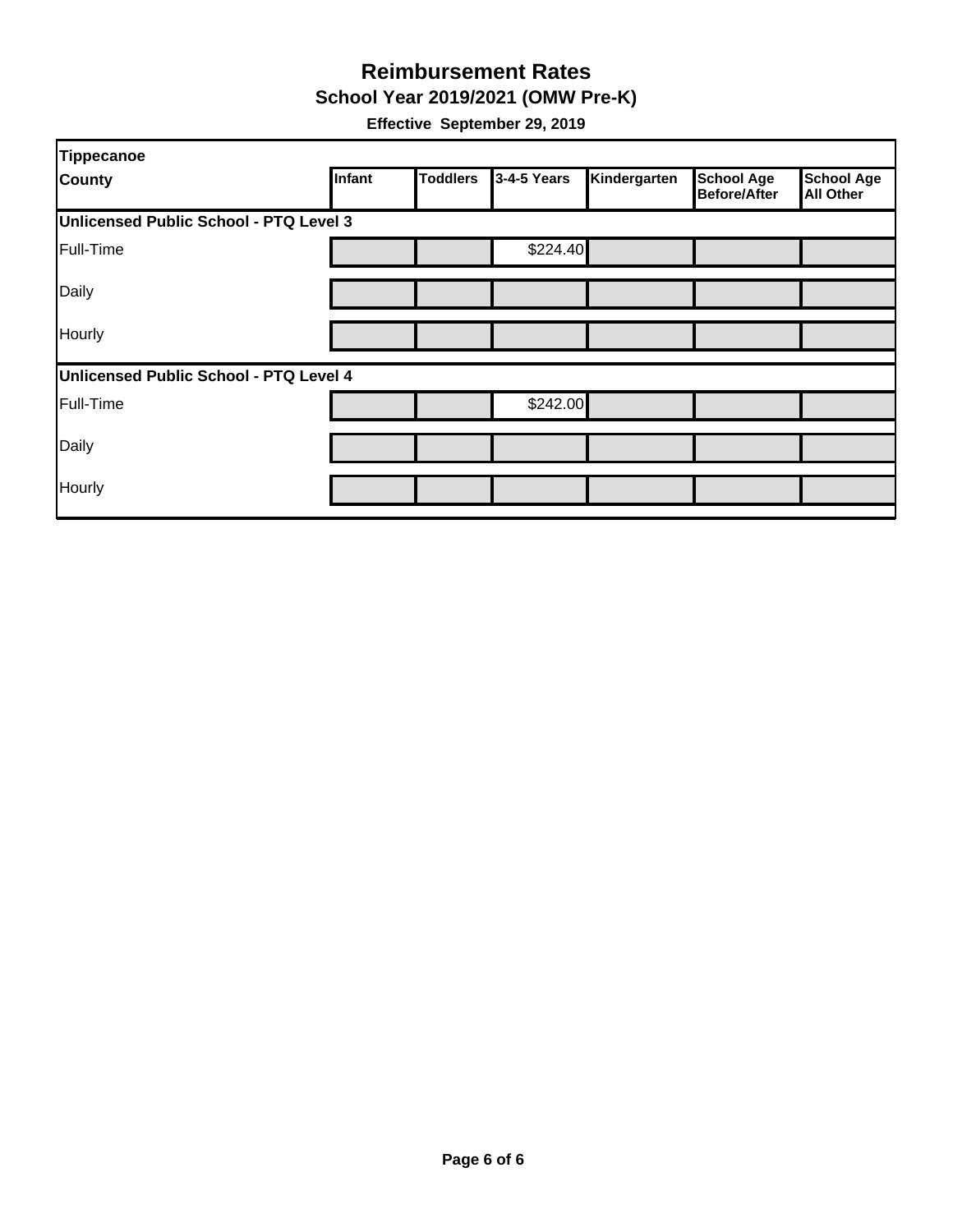# Reimbursement Rates

## School Year 2019/2021 (OMW Pre-K)

**Effective September 29, 2019**

| Tippecanoe County | Infant | Toddlers | 3-4-5 Years | Kindergarten | School Age Before/After | School Age All Other |
|---|---|---|---|---|---|---|
| **Unlicensed Public School - PTQ Level 3** | | | | | | |
| Full-Time | | | $224.40 | | | |
| Daily | | | | | | |
| Hourly | | | | | | |
| **Unlicensed Public School - PTQ Level 4** | | | | | | |
| Full-Time | | | $242.00 | | | |
| Daily | | | | | | |
| Hourly | | | | | | |